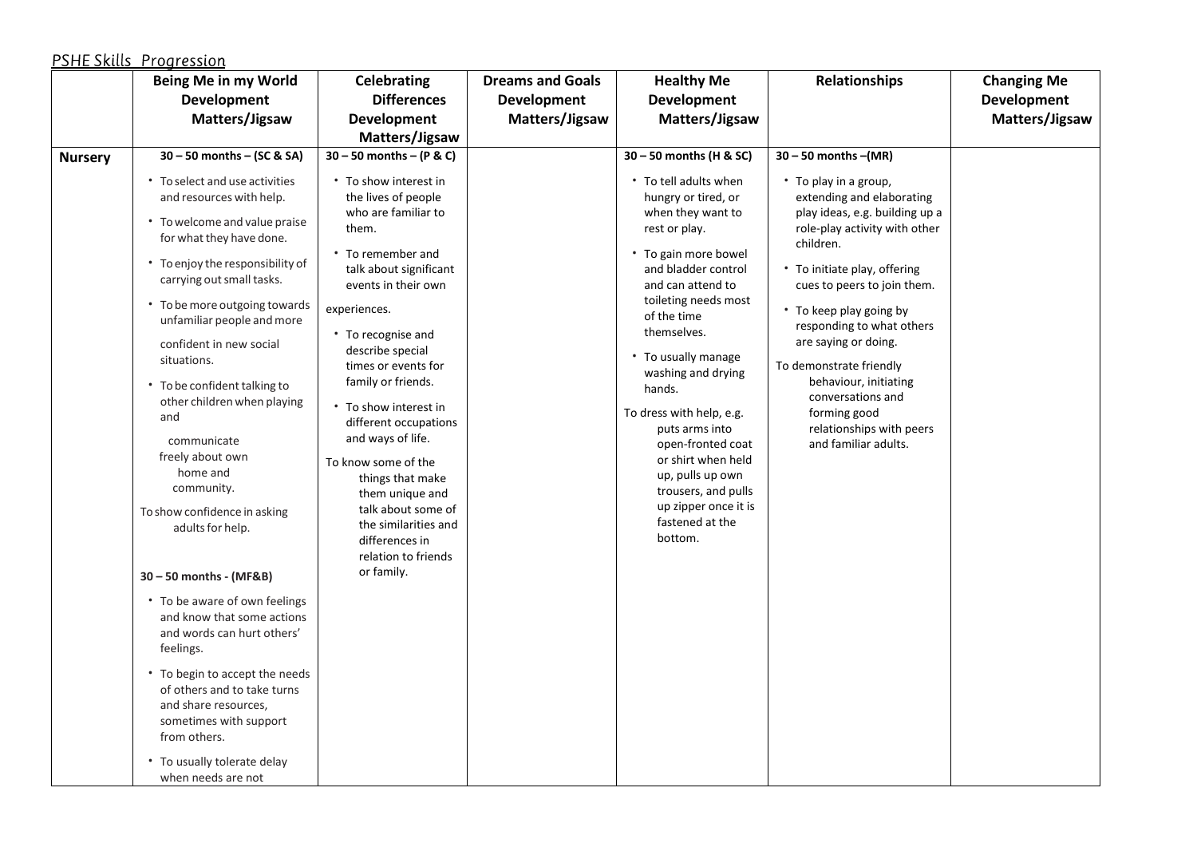PSHE Skills Progression

| | Being Me in my World Development Matters/Jigsaw | Celebrating Differences Development Matters/Jigsaw | Dreams and Goals Development Matters/Jigsaw | Healthy Me Development Matters/Jigsaw | Relationships | Changing Me Development Matters/Jigsaw |
|---|---|---|---|---|---|---|
| **Nursery** | **30 – 50 months – (SC & SA)**<br>• To select and use activities and resources with help.<br>• To welcome and value praise for what they have done.<br>• To enjoy the responsibility of carrying out small tasks.<br>• To be more outgoing towards unfamiliar people and more confident in new social situations.<br>• To be confident talking to other children when playing and communicate freely about own home and community.<br>To show confidence in asking adults for help.<br><br>**30 – 50 months - (MF&B)**<br>• To be aware of own feelings and know that some actions and words can hurt others' feelings.<br>• To begin to accept the needs of others and to take turns and share resources, sometimes with support from others.<br>• To usually tolerate delay when needs are not | **30 – 50 months – (P & C)**<br>• To show interest in the lives of people who are familiar to them.<br>• To remember and talk about significant events in their own experiences.<br>• To recognise and describe special times or events for family or friends.<br>• To show interest in different occupations and ways of life.<br>To know some of the things that make them unique and talk about some of the similarities and differences in relation to friends or family. | | **30 – 50 months (H & SC)**<br>• To tell adults when hungry or tired, or when they want to rest or play.<br>• To gain more bowel and bladder control and can attend to toileting needs most of the time themselves.<br>• To usually manage washing and drying hands.<br>To dress with help, e.g. puts arms into open-fronted coat or shirt when held up, pulls up own trousers, and pulls up zipper once it is fastened at the bottom. | **30 – 50 months –(MR)**<br>• To play in a group, extending and elaborating play ideas, e.g. building up a role-play activity with other children.<br>• To initiate play, offering cues to peers to join them.<br>• To keep play going by responding to what others are saying or doing.<br>To demonstrate friendly behaviour, initiating conversations and forming good relationships with peers and familiar adults. | |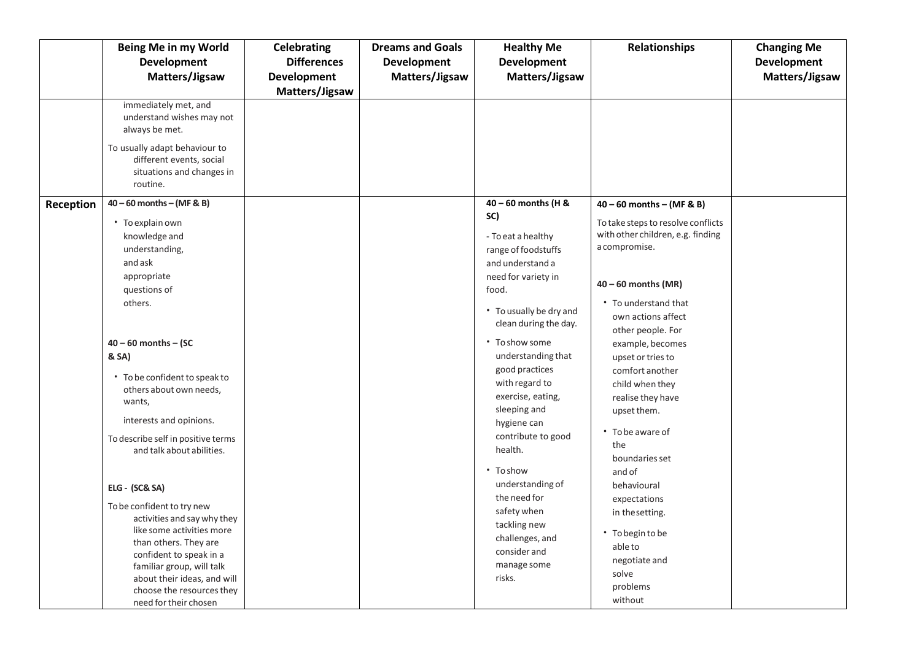| | Being Me in my World Development Matters/Jigsaw | Celebrating Differences Development Matters/Jigsaw | Dreams and Goals Development Matters/Jigsaw | Healthy Me Development Matters/Jigsaw | Relationships | Changing Me Development Matters/Jigsaw |
|---|---|---|---|---|---|---|
| | immediately met, and understand wishes may not always be met.<br><br>To usually adapt behaviour to different events, social situations and changes in routine. | | | | | |
| **Reception** | **40 – 60 months – (MF & B)**<br><br>• To explain own knowledge and understanding, and ask appropriate questions of others.<br><br>**40 – 60 months – (SC & SA)**<br><br>• To be confident to speak to others about own needs, wants, interests and opinions.<br><br>To describe self in positive terms and talk about abilities.<br><br>**ELG - (SC& SA)**<br><br>To be confident to try new activities and say why they like some activities more than others. They are confident to speak in a familiar group, will talk about their ideas, and will choose the resources they need for their chosen | | | **40 – 60 months (H & SC)**<br><br>- To eat a healthy range of foodstuffs and understand a need for variety in food.<br><br>• To usually be dry and clean during the day.<br><br>• To show some understanding that good practices with regard to exercise, eating, sleeping and hygiene can contribute to good health.<br><br>• To show understanding of the need for safety when tackling new challenges, and consider and manage some risks. | **40 – 60 months – (MF & B)**<br><br>To take steps to resolve conflicts with other children, e.g. finding a compromise.<br><br>**40 – 60 months (MR)**<br><br>• To understand that own actions affect other people. For example, becomes upset or tries to comfort another child when they realise they have upset them.<br><br>• To be aware of the boundaries set and of behavioural expectations in the setting.<br><br>• To begin to be able to negotiate and solve problems without | |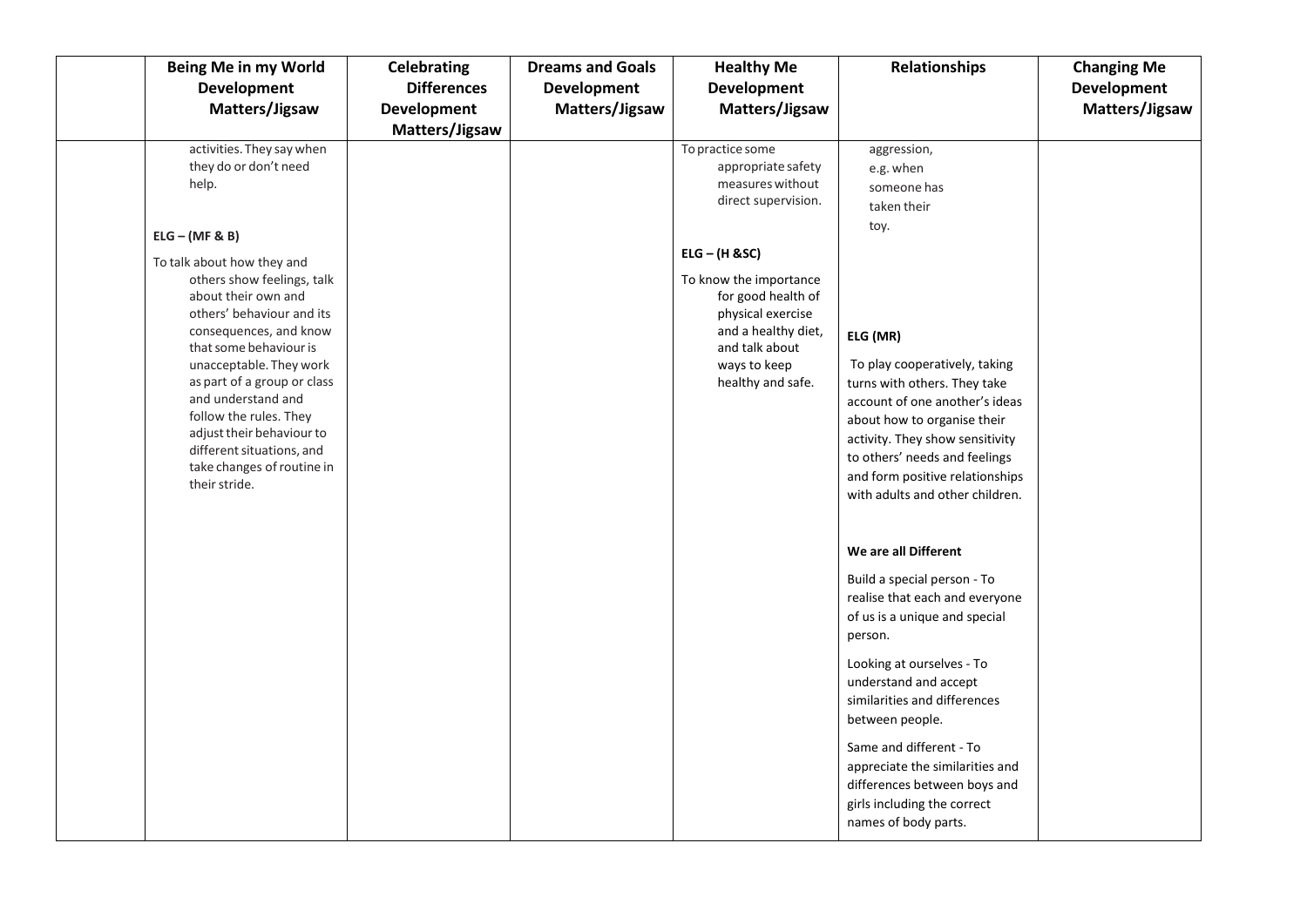| | Being Me in my World Development Matters/Jigsaw | Celebrating Differences Development Matters/Jigsaw | Dreams and Goals Development Matters/Jigsaw | Healthy Me Development Matters/Jigsaw | Relationships | Changing Me Development Matters/Jigsaw |
|---|---|---|---|---|---|---|
| | activities. They say when they do or don't need help.<br><br>**ELG – (MF & B)**<br><br>To talk about how they and others show feelings, talk about their own and others' behaviour and its consequences, and know that some behaviour is unacceptable. They work as part of a group or class and understand and follow the rules. They adjust their behaviour to different situations, and take changes of routine in their stride. | | | To practice some appropriate safety measures without direct supervision.<br><br>**ELG – (H &SC)**<br><br>To know the importance for good health of physical exercise and a healthy diet, and talk about ways to keep healthy and safe. | aggression, e.g. when someone has taken their toy.<br><br>**ELG (MR)**<br><br>To play cooperatively, taking turns with others. They take account of one another's ideas about how to organise their activity. They show sensitivity to others' needs and feelings and form positive relationships with adults and other children.<br><br>**We are all Different**<br><br>Build a special person - To realise that each and everyone of us is a unique and special person.<br><br>Looking at ourselves - To understand and accept similarities and differences between people.<br><br>Same and different - To appreciate the similarities and differences between boys and girls including the correct names of body parts. | |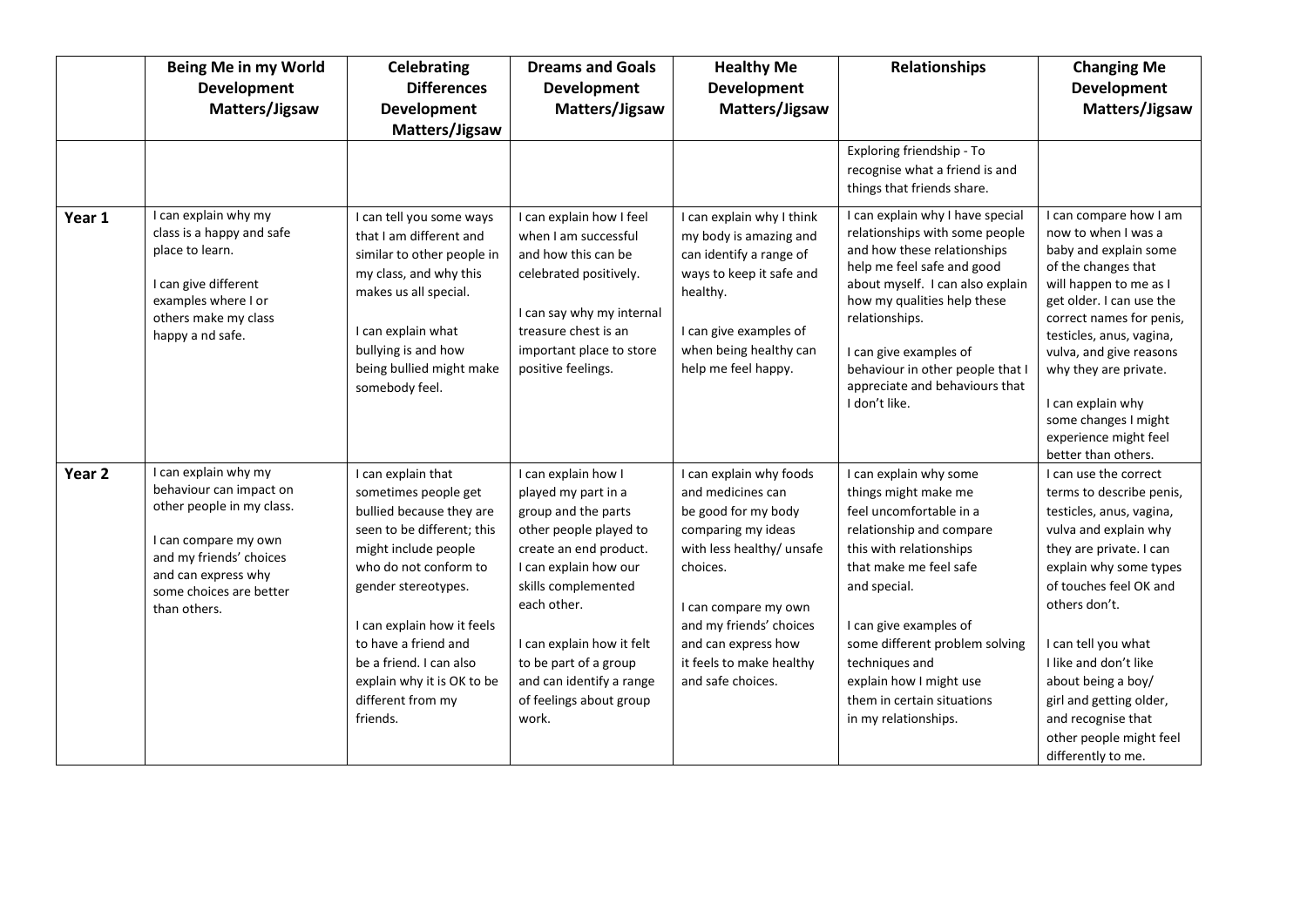| | Being Me in my World Development Matters/Jigsaw | Celebrating Differences Development Matters/Jigsaw | Dreams and Goals Development Matters/Jigsaw | Healthy Me Development Matters/Jigsaw | Relationships | Changing Me Development Matters/Jigsaw |
|---|---|---|---|---|---|---|
| | | | | | Exploring friendship - To recognise what a friend is and things that friends share. | |
| **Year 1** | I can explain why my class is a happy and safe place to learn.<br><br>I can give different examples where I or others make my class happy a nd safe. | I can tell you some ways that I am different and similar to other people in my class, and why this makes us all special.<br><br>I can explain what bullying is and how being bullied might make somebody feel. | I can explain how I feel when I am successful and how this can be celebrated positively.<br><br>I can say why my internal treasure chest is an important place to store positive feelings. | I can explain why I think my body is amazing and can identify a range of ways to keep it safe and healthy.<br><br>I can give examples of when being healthy can help me feel happy. | I can explain why I have special relationships with some people and how these relationships help me feel safe and good about myself. I can also explain how my qualities help these relationships.<br><br>I can give examples of behaviour in other people that I appreciate and behaviours that I don't like. | I can compare how I am now to when I was a baby and explain some of the changes that will happen to me as I get older. I can use the correct names for penis, testicles, anus, vagina, vulva, and give reasons why they are private.<br><br>I can explain why some changes I might experience might feel better than others. |
| **Year 2** | I can explain why my behaviour can impact on other people in my class.<br><br>I can compare my own and my friends' choices and can express why some choices are better than others. | I can explain that sometimes people get bullied because they are seen to be different; this might include people who do not conform to gender stereotypes.<br><br>I can explain how it feels to have a friend and be a friend. I can also explain why it is OK to be different from my friends. | I can explain how I played my part in a group and the parts other people played to create an end product. I can explain how our skills complemented each other.<br><br>I can explain how it felt to be part of a group and can identify a range of feelings about group work. | I can explain why foods and medicines can be good for my body comparing my ideas with less healthy/ unsafe choices.<br><br>I can compare my own and my friends' choices and can express how it feels to make healthy and safe choices. | I can explain why some things might make me feel uncomfortable in a relationship and compare this with relationships that make me feel safe and special.<br><br>I can give examples of some different problem solving techniques and explain how I might use them in certain situations in my relationships. | I can use the correct terms to describe penis, testicles, anus, vagina, vulva and explain why they are private. I can explain why some types of touches feel OK and others don't.<br><br>I can tell you what I like and don't like about being a boy/ girl and getting older, and recognise that other people might feel differently to me. |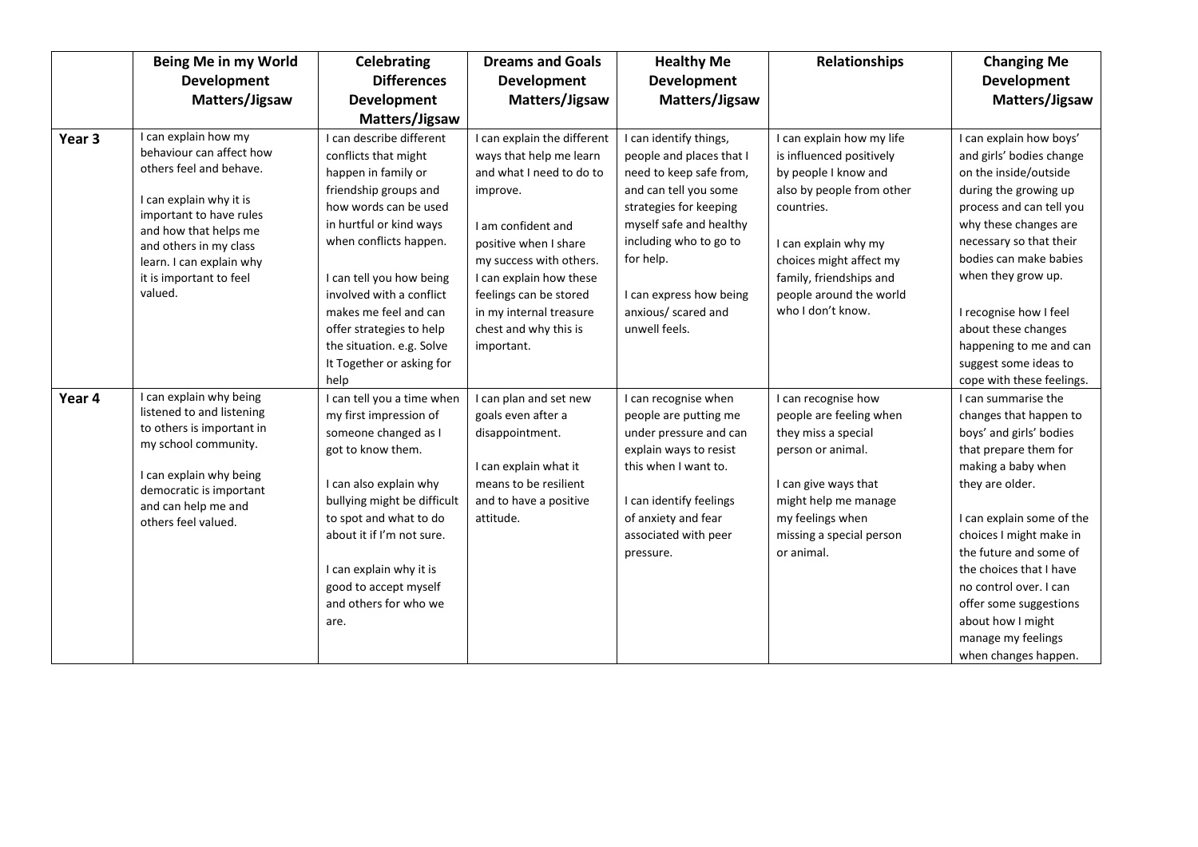| | Being Me in my World Development Matters/Jigsaw | Celebrating Differences Development Matters/Jigsaw | Dreams and Goals Development Matters/Jigsaw | Healthy Me Development Matters/Jigsaw | Relationships | Changing Me Development Matters/Jigsaw |
|---|---|---|---|---|---|---|
| **Year 3** | I can explain how my behaviour can affect how others feel and behave.<br><br>I can explain why it is important to have rules and how that helps me and others in my class learn. I can explain why it is important to feel valued. | I can describe different conflicts that might happen in family or friendship groups and how words can be used in hurtful or kind ways when conflicts happen.<br><br>I can tell you how being involved with a conflict makes me feel and can offer strategies to help the situation. e.g. Solve It Together or asking for help | I can explain the different ways that help me learn and what I need to do to improve.<br><br>I am confident and positive when I share my success with others. I can explain how these feelings can be stored in my internal treasure chest and why this is important. | I can identify things, people and places that I need to keep safe from, and can tell you some strategies for keeping myself safe and healthy including who to go to for help.<br><br>I can express how being anxious/ scared and unwell feels. | I can explain how my life is influenced positively by people I know and also by people from other countries.<br><br>I can explain why my choices might affect my family, friendships and people around the world who I don't know. | I can explain how boys' and girls' bodies change on the inside/outside during the growing up process and can tell you why these changes are necessary so that their bodies can make babies when they grow up.<br><br>I recognise how I feel about these changes happening to me and can suggest some ideas to cope with these feelings. |
| **Year 4** | I can explain why being listened to and listening to others is important in my school community.<br><br>I can explain why being democratic is important and can help me and others feel valued. | I can tell you a time when my first impression of someone changed as I got to know them.<br><br>I can also explain why bullying might be difficult to spot and what to do about it if I'm not sure.<br><br>I can explain why it is good to accept myself and others for who we are. | I can plan and set new goals even after a disappointment.<br><br>I can explain what it means to be resilient and to have a positive attitude. | I can recognise when people are putting me under pressure and can explain ways to resist this when I want to.<br><br>I can identify feelings of anxiety and fear associated with peer pressure. | I can recognise how people are feeling when they miss a special person or animal.<br><br>I can give ways that might help me manage my feelings when missing a special person or animal. | I can summarise the changes that happen to boys' and girls' bodies that prepare them for making a baby when they are older.<br><br>I can explain some of the choices I might make in the future and some of the choices that I have no control over. I can offer some suggestions about how I might manage my feelings when changes happen. |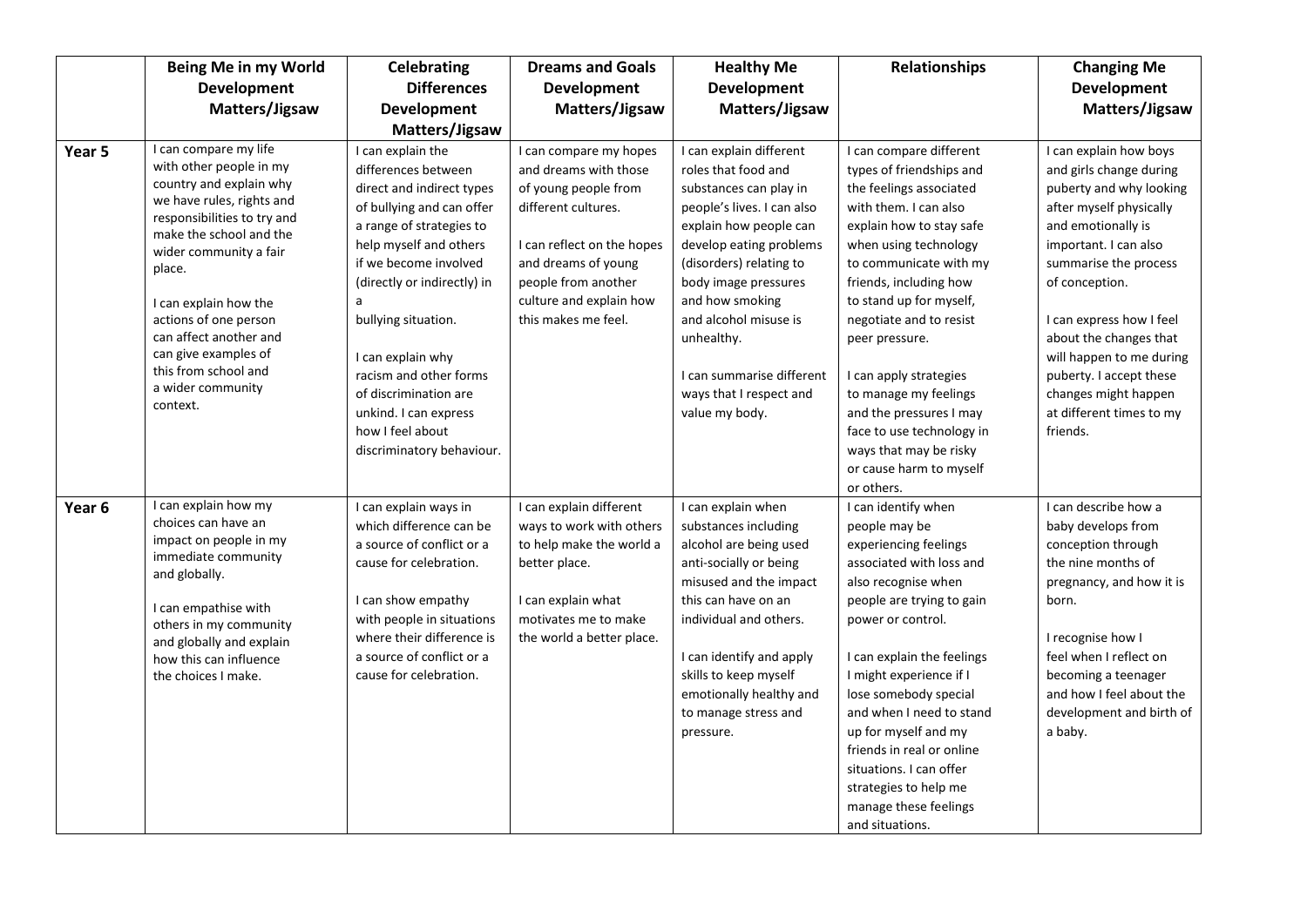| | Being Me in my World Development Matters/Jigsaw | Celebrating Differences Development Matters/Jigsaw | Dreams and Goals Development Matters/Jigsaw | Healthy Me Development Matters/Jigsaw | Relationships | Changing Me Development Matters/Jigsaw |
|---|---|---|---|---|---|---|
| **Year 5** | I can compare my life with other people in my country and explain why we have rules, rights and responsibilities to try and make the school and the wider community a fair place.<br><br>I can explain how the actions of one person can affect another and can give examples of this from school and a wider community context. | I can explain the differences between direct and indirect types of bullying and can offer a range of strategies to help myself and others if we become involved (directly or indirectly) in a bullying situation.<br><br>I can explain why racism and other forms of discrimination are unkind. I can express how I feel about discriminatory behaviour. | I can compare my hopes and dreams with those of young people from different cultures.<br><br>I can reflect on the hopes and dreams of young people from another culture and explain how this makes me feel. | I can explain different roles that food and substances can play in people's lives. I can also explain how people can develop eating problems (disorders) relating to body image pressures and how smoking and alcohol misuse is unhealthy.<br><br>I can summarise different ways that I respect and value my body. | I can compare different types of friendships and the feelings associated with them. I can also explain how to stay safe when using technology to communicate with my friends, including how to stand up for myself, negotiate and to resist peer pressure.<br><br>I can apply strategies to manage my feelings and the pressures I may face to use technology in ways that may be risky or cause harm to myself or others. | I can explain how boys and girls change during puberty and why looking after myself physically and emotionally is important. I can also summarise the process of conception.<br><br>I can express how I feel about the changes that will happen to me during puberty. I accept these changes might happen at different times to my friends. |
| **Year 6** | I can explain how my choices can have an impact on people in my immediate community and globally.<br><br>I can empathise with others in my community and globally and explain how this can influence the choices I make. | I can explain ways in which difference can be a source of conflict or a cause for celebration.<br><br>I can show empathy with people in situations where their difference is a source of conflict or a cause for celebration. | I can explain different ways to work with others to help make the world a better place.<br><br>I can explain what motivates me to make the world a better place. | I can explain when substances including alcohol are being used anti-socially or being misused and the impact this can have on an individual and others.<br><br>I can identify and apply skills to keep myself emotionally healthy and to manage stress and pressure. | I can identify when people may be experiencing feelings associated with loss and also recognise when people are trying to gain power or control.<br><br>I can explain the feelings I might experience if I lose somebody special and when I need to stand up for myself and my friends in real or online situations. I can offer strategies to help me manage these feelings and situations. | I can describe how a baby develops from conception through the nine months of pregnancy, and how it is born.<br><br>I recognise how I feel when I reflect on becoming a teenager and how I feel about the development and birth of a baby. |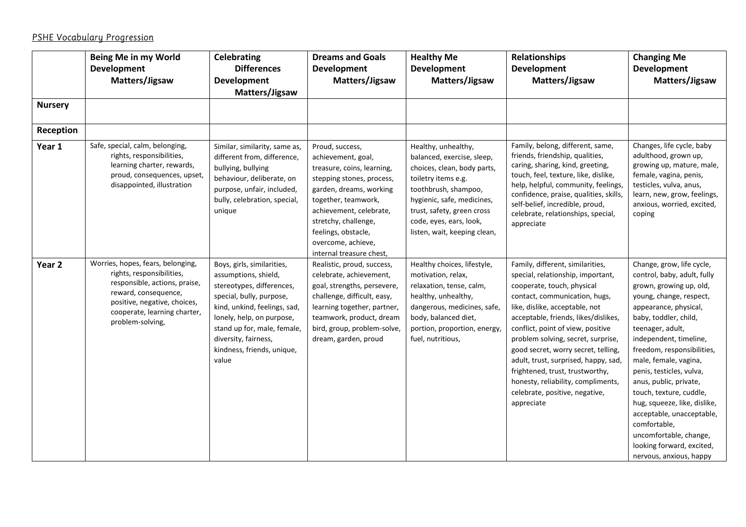PSHE Vocabulary Progression

| | Being Me in my World Development Matters/Jigsaw | Celebrating Differences Development Matters/Jigsaw | Dreams and Goals Development Matters/Jigsaw | Healthy Me Development Matters/Jigsaw | Relationships Development Matters/Jigsaw | Changing Me Development Matters/Jigsaw |
|---|---|---|---|---|---|---|
| **Nursery** | | | | | | |
| **Reception** | | | | | | |
| **Year 1** | Safe, special, calm, belonging, rights, responsibilities, learning charter, rewards, proud, consequences, upset, disappointed, illustration | Similar, similarity, same as, different from, difference, bullying, bullying behaviour, deliberate, on purpose, unfair, included, bully, celebration, special, unique | Proud, success, achievement, goal, treasure, coins, learning, stepping stones, process, garden, dreams, working together, teamwork, achievement, celebrate, stretchy, challenge, feelings, obstacle, overcome, achieve, internal treasure chest, | Healthy, unhealthy, balanced, exercise, sleep, choices, clean, body parts, toiletry items e.g. toothbrush, shampoo, hygienic, safe, medicines, trust, safety, green cross code, eyes, ears, look, listen, wait, keeping clean, | Family, belong, different, same, friends, friendship, qualities, caring, sharing, kind, greeting, touch, feel, texture, like, dislike, help, helpful, community, feelings, confidence, praise, qualities, skills, self-belief, incredible, proud, celebrate, relationships, special, appreciate | Changes, life cycle, baby adulthood, grown up, growing up, mature, male, female, vagina, penis, testicles, vulva, anus, learn, new, grow, feelings, anxious, worried, excited, coping |
| **Year 2** | Worries, hopes, fears, belonging, rights, responsibilities, responsible, actions, praise, reward, consequence, positive, negative, choices, cooperate, learning charter, problem-solving, | Boys, girls, similarities, assumptions, shield, stereotypes, differences, special, bully, purpose, kind, unkind, feelings, sad, lonely, help, on purpose, stand up for, male, female, diversity, fairness, kindness, friends, unique, value | Realistic, proud, success, celebrate, achievement, goal, strengths, persevere, challenge, difficult, easy, learning together, partner, teamwork, product, dream bird, group, problem-solve, dream, garden, proud | Healthy choices, lifestyle, motivation, relax, relaxation, tense, calm, healthy, unhealthy, dangerous, medicines, safe, body, balanced diet, portion, proportion, energy, fuel, nutritious, | Family, different, similarities, special, relationship, important, cooperate, touch, physical contact, communication, hugs, like, dislike, acceptable, not acceptable, friends, likes/dislikes, conflict, point of view, positive problem solving, secret, surprise, good secret, worry secret, telling, adult, trust, surprised, happy, sad, frightened, trust, trustworthy, honesty, reliability, compliments, celebrate, positive, negative, appreciate | Change, grow, life cycle, control, baby, adult, fully grown, growing up, old, young, change, respect, appearance, physical, baby, toddler, child, teenager, adult, independent, timeline, freedom, responsibilities, male, female, vagina, penis, testicles, vulva, anus, public, private, touch, texture, cuddle, hug, squeeze, like, dislike, acceptable, unacceptable, comfortable, uncomfortable, change, looking forward, excited, nervous, anxious, happy |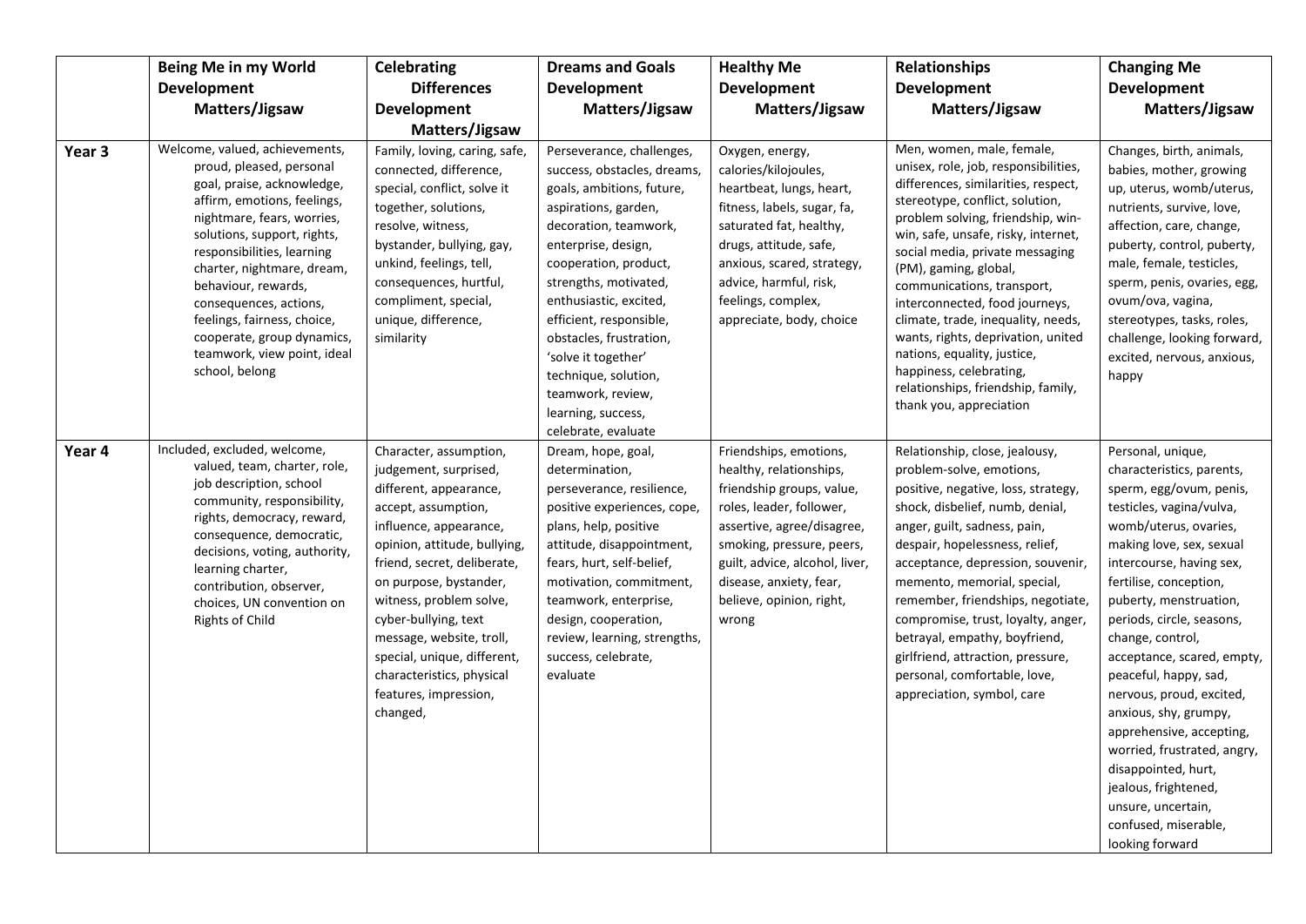| | Being Me in my World Development Matters/Jigsaw | Celebrating Differences Development Matters/Jigsaw | Dreams and Goals Development Matters/Jigsaw | Healthy Me Development Matters/Jigsaw | Relationships Development Matters/Jigsaw | Changing Me Development Matters/Jigsaw |
|---|---|---|---|---|---|---|
| Year 3 | Welcome, valued, achievements, proud, pleased, personal goal, praise, acknowledge, affirm, emotions, feelings, nightmare, fears, worries, solutions, support, rights, responsibilities, learning charter, nightmare, dream, behaviour, rewards, consequences, actions, feelings, fairness, choice, cooperate, group dynamics, teamwork, view point, ideal school, belong | Family, loving, caring, safe, connected, difference, special, conflict, solve it together, solutions, resolve, witness, bystander, bullying, gay, unkind, feelings, tell, consequences, hurtful, compliment, special, unique, difference, similarity | Perseverance, challenges, success, obstacles, dreams, goals, ambitions, future, aspirations, garden, decoration, teamwork, enterprise, design, cooperation, product, strengths, motivated, enthusiastic, excited, efficient, responsible, obstacles, frustration, 'solve it together' technique, solution, teamwork, review, learning, success, celebrate, evaluate | Oxygen, energy, calories/kilojoules, heartbeat, lungs, heart, fitness, labels, sugar, fa, saturated fat, healthy, drugs, attitude, safe, anxious, scared, strategy, advice, harmful, risk, feelings, complex, appreciate, body, choice | Men, women, male, female, unisex, role, job, responsibilities, differences, similarities, respect, stereotype, conflict, solution, problem solving, friendship, win-win, safe, unsafe, risky, internet, social media, private messaging (PM), gaming, global, communications, transport, interconnected, food journeys, climate, trade, inequality, needs, wants, rights, deprivation, united nations, equality, justice, happiness, celebrating, relationships, friendship, family, thank you, appreciation | Changes, birth, animals, babies, mother, growing up, uterus, womb/uterus, nutrients, survive, love, affection, care, change, puberty, control, puberty, male, female, testicles, sperm, penis, ovaries, egg, ovum/ova, vagina, stereotypes, tasks, roles, challenge, looking forward, excited, nervous, anxious, happy |
| Year 4 | Included, excluded, welcome, valued, team, charter, role, job description, school community, responsibility, rights, democracy, reward, consequence, democratic, decisions, voting, authority, learning charter, contribution, observer, choices, UN convention on Rights of Child | Character, assumption, judgement, surprised, different, appearance, accept, assumption, influence, appearance, opinion, attitude, bullying, friend, secret, deliberate, on purpose, bystander, witness, problem solve, cyber-bullying, text message, website, troll, special, unique, different, characteristics, physical features, impression, changed, | Dream, hope, goal, determination, perseverance, resilience, positive experiences, cope, plans, help, positive attitude, disappointment, fears, hurt, self-belief, motivation, commitment, teamwork, enterprise, design, cooperation, review, learning, strengths, success, celebrate, evaluate | Friendships, emotions, healthy, relationships, friendship groups, value, roles, leader, follower, assertive, agree/disagree, smoking, pressure, peers, guilt, advice, alcohol, liver, disease, anxiety, fear, believe, opinion, right, wrong | Relationship, close, jealousy, problem-solve, emotions, positive, negative, loss, strategy, shock, disbelief, numb, denial, anger, guilt, sadness, pain, despair, hopelessness, relief, acceptance, depression, souvenir, memento, memorial, special, remember, friendships, negotiate, compromise, trust, loyalty, anger, betrayal, empathy, boyfriend, girlfriend, attraction, pressure, personal, comfortable, love, appreciation, symbol, care | Personal, unique, characteristics, parents, sperm, egg/ovum, penis, testicles, vagina/vulva, womb/uterus, ovaries, making love, sex, sexual intercourse, having sex, fertilise, conception, puberty, menstruation, periods, circle, seasons, change, control, acceptance, scared, empty, peaceful, happy, sad, nervous, proud, excited, anxious, shy, grumpy, apprehensive, accepting, worried, frustrated, angry, disappointed, hurt, jealous, frightened, unsure, uncertain, confused, miserable, looking forward |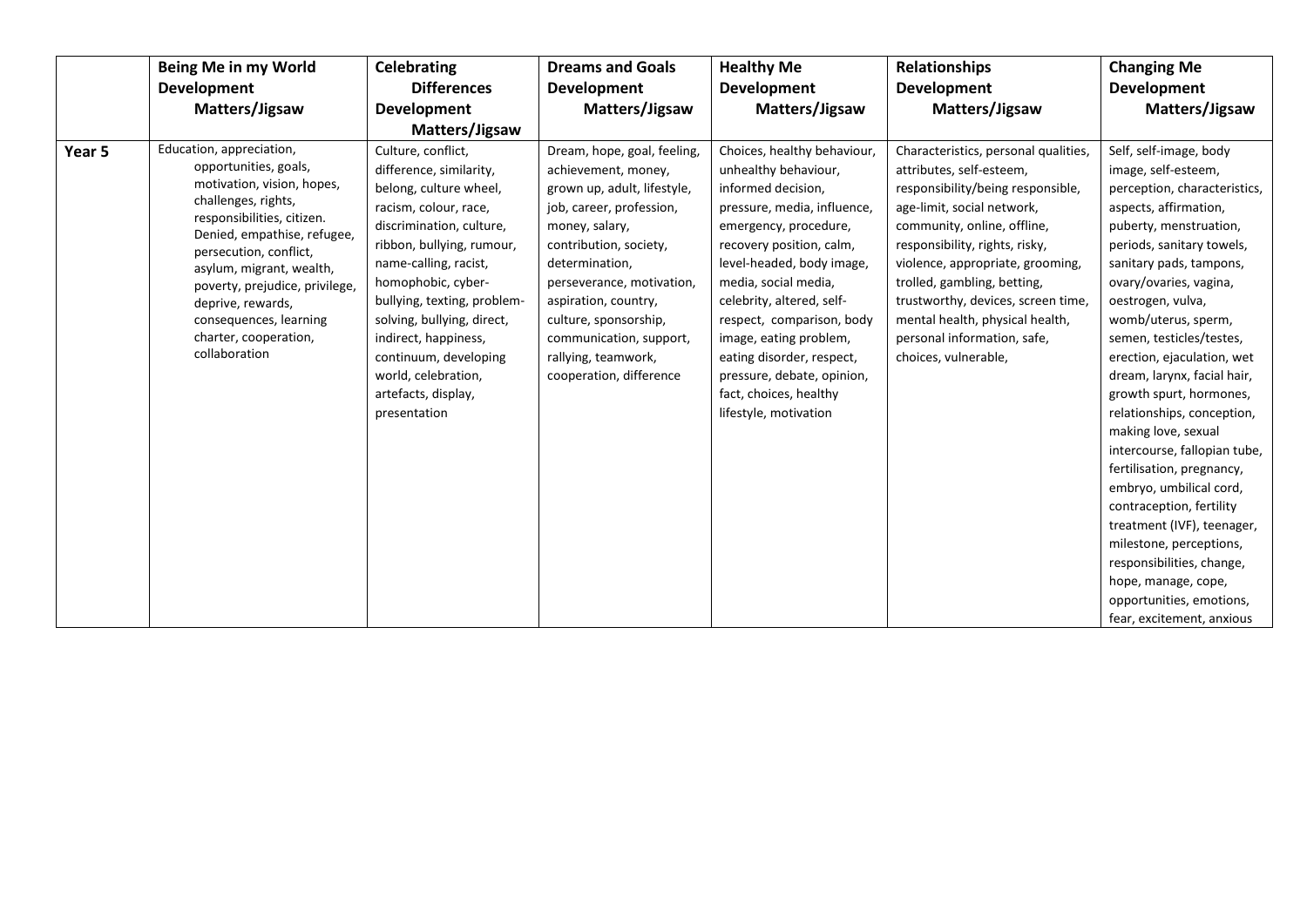| | Being Me in my World Development Matters/Jigsaw | Celebrating Differences Development Matters/Jigsaw | Dreams and Goals Development Matters/Jigsaw | Healthy Me Development Matters/Jigsaw | Relationships Development Matters/Jigsaw | Changing Me Development Matters/Jigsaw |
|---|---|---|---|---|---|---|
| **Year 5** | Education, appreciation, opportunities, goals, motivation, vision, hopes, challenges, rights, responsibilities, citizen. Denied, empathise, refugee, persecution, conflict, asylum, migrant, wealth, poverty, prejudice, privilege, deprive, rewards, consequences, learning charter, cooperation, collaboration | Culture, conflict, difference, similarity, belong, culture wheel, racism, colour, race, discrimination, culture, ribbon, bullying, rumour, name-calling, racist, homophobic, cyber-bullying, texting, problem-solving, bullying, direct, indirect, happiness, continuum, developing world, celebration, artefacts, display, presentation | Dream, hope, goal, feeling, achievement, money, grown up, adult, lifestyle, job, career, profession, money, salary, contribution, society, determination, perseverance, motivation, aspiration, country, culture, sponsorship, communication, support, rallying, teamwork, cooperation, difference | Choices, healthy behaviour, unhealthy behaviour, informed decision, pressure, media, influence, emergency, procedure, recovery position, calm, level-headed, body image, media, social media, celebrity, altered, self-respect, comparison, body image, eating problem, eating disorder, respect, pressure, debate, opinion, fact, choices, healthy lifestyle, motivation | Characteristics, personal qualities, attributes, self-esteem, responsibility/being responsible, age-limit, social network, community, online, offline, responsibility, rights, risky, violence, appropriate, grooming, trolled, gambling, betting, trustworthy, devices, screen time, mental health, physical health, personal information, safe, choices, vulnerable, | Self, self-image, body image, self-esteem, perception, characteristics, aspects, affirmation, puberty, menstruation, periods, sanitary towels, sanitary pads, tampons, ovary/ovaries, vagina, oestrogen, vulva, womb/uterus, sperm, semen, testicles/testes, erection, ejaculation, wet dream, larynx, facial hair, growth spurt, hormones, relationships, conception, making love, sexual intercourse, fallopian tube, fertilisation, pregnancy, embryo, umbilical cord, contraception, fertility treatment (IVF), teenager, milestone, perceptions, responsibilities, change, hope, manage, cope, opportunities, emotions, fear, excitement, anxious |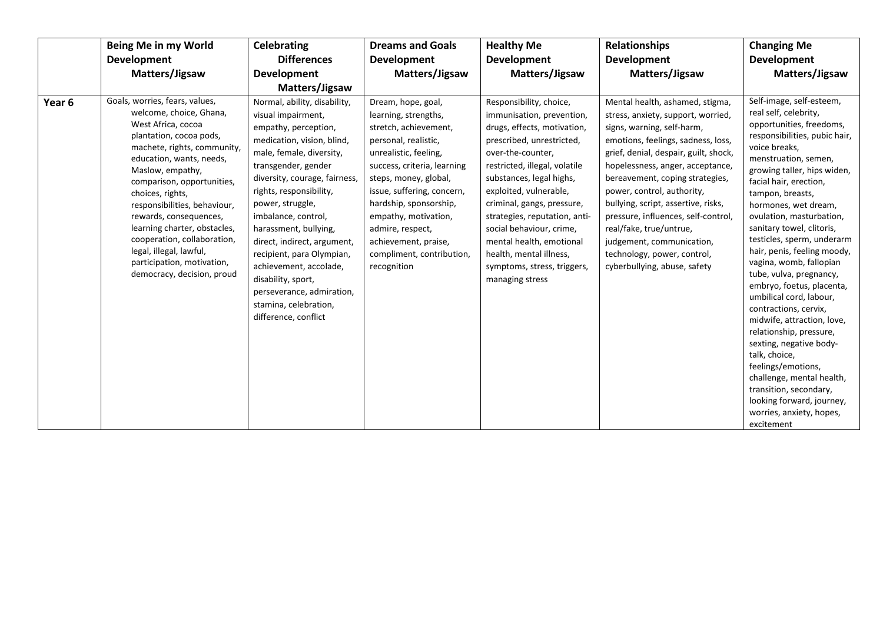| | Being Me in my World Development Matters/Jigsaw | Celebrating Differences Development Matters/Jigsaw | Dreams and Goals Development Matters/Jigsaw | Healthy Me Development Matters/Jigsaw | Relationships Development Matters/Jigsaw | Changing Me Development Matters/Jigsaw |
|---|---|---|---|---|---|---|
| **Year 6** | Goals, worries, fears, values, welcome, choice, Ghana, West Africa, cocoa plantation, cocoa pods, machete, rights, community, education, wants, needs, Maslow, empathy, comparison, opportunities, choices, rights, responsibilities, behaviour, rewards, consequences, learning charter, obstacles, cooperation, collaboration, legal, illegal, lawful, participation, motivation, democracy, decision, proud | Normal, ability, disability, visual impairment, empathy, perception, medication, vision, blind, male, female, diversity, transgender, gender diversity, courage, fairness, rights, responsibility, power, struggle, imbalance, control, harassment, bullying, direct, indirect, argument, recipient, para Olympian, achievement, accolade, disability, sport, perseverance, admiration, stamina, celebration, difference, conflict | Dream, hope, goal, learning, strengths, stretch, achievement, personal, realistic, unrealistic, feeling, success, criteria, learning steps, money, global, issue, suffering, concern, hardship, sponsorship, empathy, motivation, admire, respect, achievement, praise, compliment, contribution, recognition | Responsibility, choice, immunisation, prevention, drugs, effects, motivation, prescribed, unrestricted, over-the-counter, restricted, illegal, volatile substances, legal highs, exploited, vulnerable, criminal, gangs, pressure, strategies, reputation, anti-social behaviour, crime, mental health, emotional health, mental illness, symptoms, stress, triggers, managing stress | Mental health, ashamed, stigma, stress, anxiety, support, worried, signs, warning, self-harm, emotions, feelings, sadness, loss, grief, denial, despair, guilt, shock, hopelessness, anger, acceptance, bereavement, coping strategies, power, control, authority, bullying, script, assertive, risks, pressure, influences, self-control, real/fake, true/untrue, judgement, communication, technology, power, control, cyberbullying, abuse, safety | Self-image, self-esteem, real self, celebrity, opportunities, freedoms, responsibilities, pubic hair, voice breaks, menstruation, semen, growing taller, hips widen, facial hair, erection, tampon, breasts, hormones, wet dream, ovulation, masturbation, sanitary towel, clitoris, testicles, sperm, underarm hair, penis, feeling moody, vagina, womb, fallopian tube, vulva, pregnancy, embryo, foetus, placenta, umbilical cord, labour, contractions, cervix, midwife, attraction, love, relationship, pressure, sexting, negative body-talk, choice, feelings/emotions, challenge, mental health, transition, secondary, looking forward, journey, worries, anxiety, hopes, excitement |